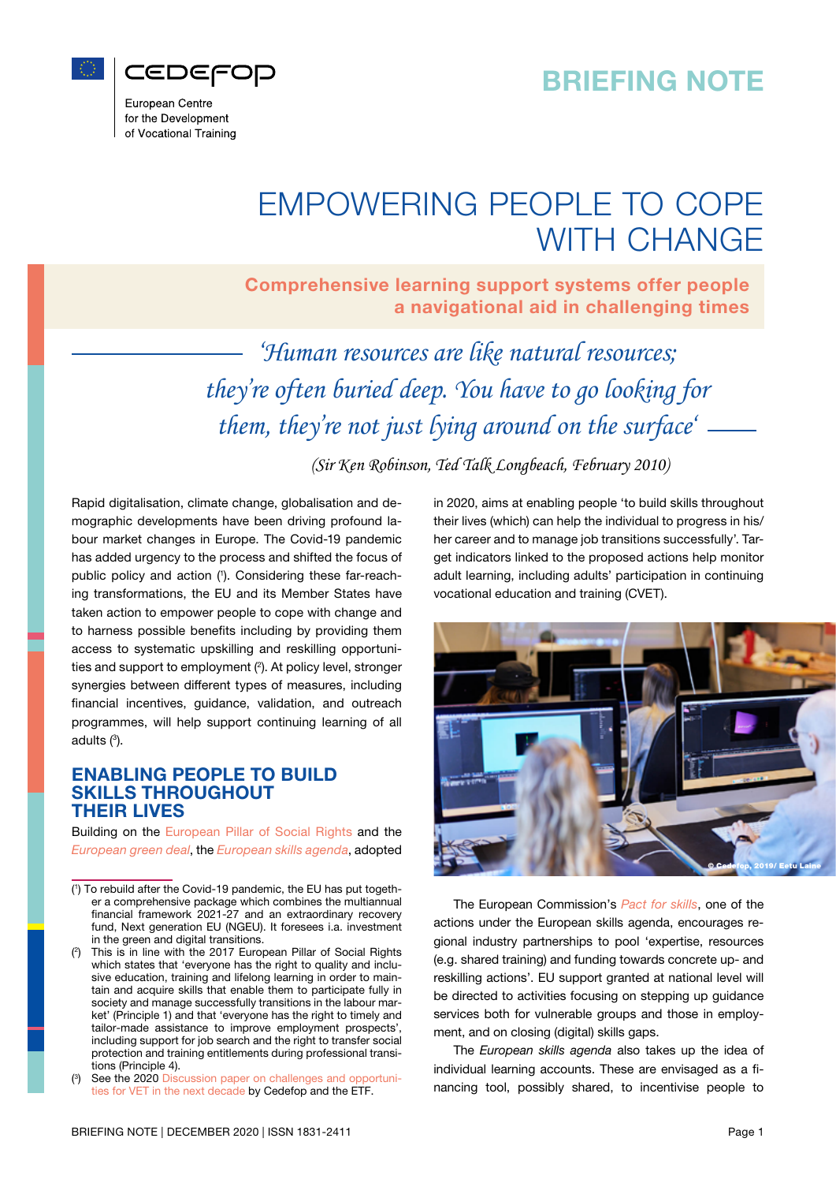BRIEFING NOTE

# EMPOWERING PEOPLE TO COPE WITH CHANGE

## Comprehensive learning support systems offer people a navigational aid in challenging times

*'Human resources are like natural resources; they're often buried deep. You have to go looking for them, they're not just lying around on the surface'*

*(Sir Ken Robinson, Ted Talk Longbeach, February 2010)*

Rapid digitalisation, climate change, globalisation and demographic developments have been driving profound labour market changes in Europe. The Covid-19 pandemic has added urgency to the process and shifted the focus of public policy and action [1]. Considering these far-reaching transformations, the EU and its Member States have taken action to empower people to cope with change and to harness possible benefits including by providing them access to systematic upskilling and reskilling opportunities and support to employment [2]. At policy level, stronger synergies between different types of measures, including financial incentives, guidance, validation, and outreach programmes, will help support continuing learning of all adults [3].

## ENABLING PEOPLE TO BUILD SKILLS THROUGHOUT THEIR LIVES

Building on the European Pillar of Social Rights and the *European green deal*, the *European skills agenda*, adopted in 2020, aims at enabling people 'to build skills throughout their lives (which) can help the individual to progress in his/her career and to manage job transitions successfully'. Target indicators linked to the proposed actions help monitor adult learning, including adults' participation in continuing vocational education and training (CVET).

© Cedefop, 2019/ Eetu Laine

The European Commission's *Pact for skills*, one of the actions under the European skills agenda, encourages regional industry partnerships to pool 'expertise, resources (e.g. shared training) and funding towards concrete up- and reskilling actions'. EU support granted at national level will be directed to activities focusing on stepping up guidance services both for vulnerable groups and those in employment, and on closing (digital) skills gaps.

The *European skills agenda* also takes up the idea of individual learning accounts. These are envisaged as a financing tool, possibly shared, to incentivise people to

---

[1] To rebuild after the Covid-19 pandemic, the EU has put together a comprehensive package which combines the multiannual financial framework 2021-27 and an extraordinary recovery fund, Next generation EU (NGEU). It foresees i.a. investment in the green and digital transitions.

[2] This is in line with the 2017 European Pillar of Social Rights which states that 'everyone has the right to quality and inclusive education, training and lifelong learning in order to maintain and acquire skills that enable them to participate fully in society and manage successfully transitions in the labour market' (Principle 1) and that 'everyone has the right to timely and tailor-made assistance to improve employment prospects', including support for job search and the right to transfer social protection and training entitlements during professional transitions (Principle 4).

[3] See the 2020 Discussion paper on challenges and opportunities for VET in the next decade by Cedefop and the ETF.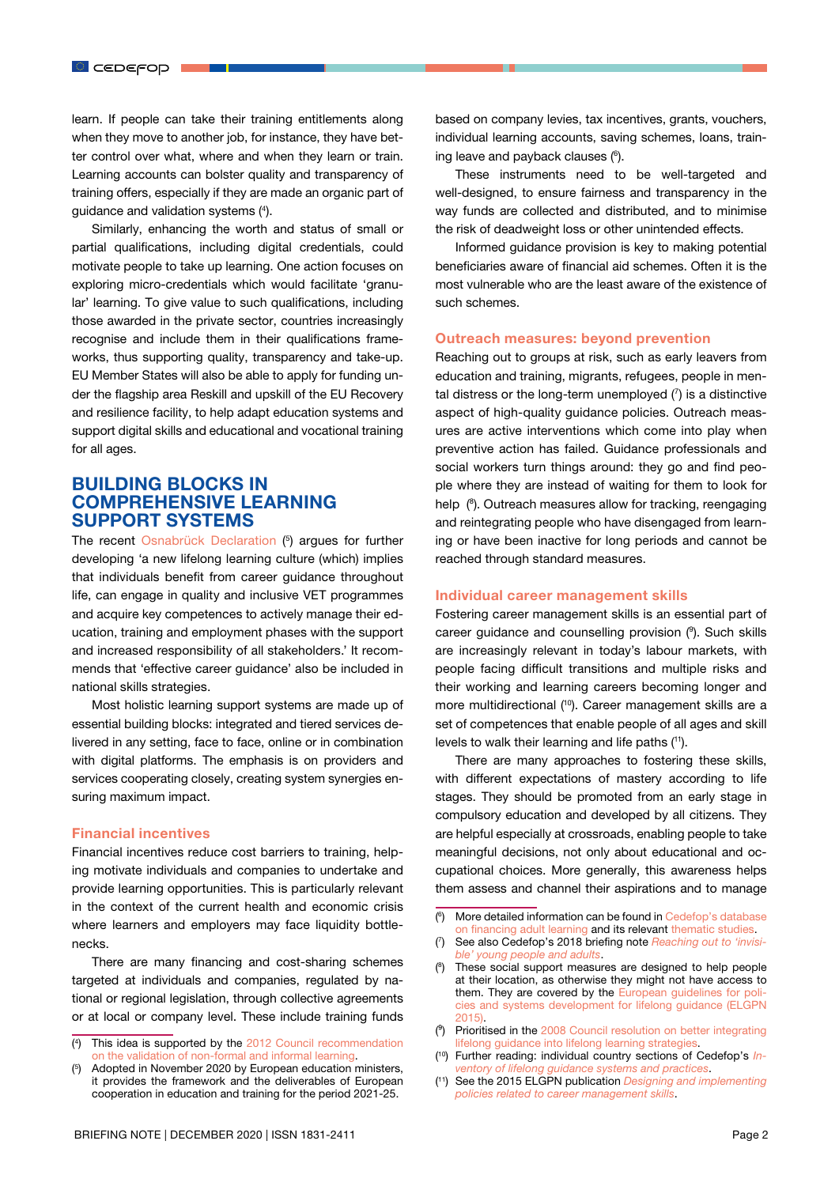learn. If people can take their training entitlements along when they move to another job, for instance, they have better control over what, where and when they learn or train. Learning accounts can bolster quality and transparency of training offers, especially if they are made an organic part of guidance and validation systems ([4]).

Similarly, enhancing the worth and status of small or partial qualifications, including digital credentials, could motivate people to take up learning. One action focuses on exploring micro-credentials which would facilitate 'granular' learning. To give value to such qualifications, including those awarded in the private sector, countries increasingly recognise and include them in their qualifications frameworks, thus supporting quality, transparency and take-up. EU Member States will also be able to apply for funding under the flagship area Reskill and upskill of the EU Recovery and resilience facility, to help adapt education systems and support digital skills and educational and vocational training for all ages.

## BUILDING BLOCKS IN COMPREHENSIVE LEARNING SUPPORT SYSTEMS

The recent Osnabrück Declaration ([5]) argues for further developing 'a new lifelong learning culture (which) implies that individuals benefit from career guidance throughout life, can engage in quality and inclusive VET programmes and acquire key competences to actively manage their education, training and employment phases with the support and increased responsibility of all stakeholders.' It recommends that 'effective career guidance' also be included in national skills strategies.

Most holistic learning support systems are made up of essential building blocks: integrated and tiered services delivered in any setting, face to face, online or in combination with digital platforms. The emphasis is on providers and services cooperating closely, creating system synergies ensuring maximum impact.

### Financial incentives

Financial incentives reduce cost barriers to training, helping motivate individuals and companies to undertake and provide learning opportunities. This is particularly relevant in the context of the current health and economic crisis where learners and employers may face liquidity bottlenecks.

There are many financing and cost-sharing schemes targeted at individuals and companies, regulated by national or regional legislation, through collective agreements or at local or company level. These include training funds based on company levies, tax incentives, grants, vouchers, individual learning accounts, saving schemes, loans, training leave and payback clauses ([6]).

These instruments need to be well-targeted and well-designed, to ensure fairness and transparency in the way funds are collected and distributed, and to minimise the risk of deadweight loss or other unintended effects.

Informed guidance provision is key to making potential beneficiaries aware of financial aid schemes. Often it is the most vulnerable who are the least aware of the existence of such schemes.

### Outreach measures: beyond prevention

Reaching out to groups at risk, such as early leavers from education and training, migrants, refugees, people in mental distress or the long-term unemployed ([7]) is a distinctive aspect of high-quality guidance policies. Outreach measures are active interventions which come into play when preventive action has failed. Guidance professionals and social workers turn things around: they go and find people where they are instead of waiting for them to look for help ([8]). Outreach measures allow for tracking, reengaging and reintegrating people who have disengaged from learning or have been inactive for long periods and cannot be reached through standard measures.

### Individual career management skills

Fostering career management skills is an essential part of career guidance and counselling provision ([9]). Such skills are increasingly relevant in today's labour markets, with people facing difficult transitions and multiple risks and their working and learning careers becoming longer and more multidirectional ([10]). Career management skills are a set of competences that enable people of all ages and skill levels to walk their learning and life paths ([11]).

There are many approaches to fostering these skills, with different expectations of mastery according to life stages. They should be promoted from an early stage in compulsory education and developed by all citizens. They are helpful especially at crossroads, enabling people to take meaningful decisions, not only about educational and occupational choices. More generally, this awareness helps them assess and channel their aspirations and to manage

---

([4]) This idea is supported by the 2012 Council recommendation on the validation of non-formal and informal learning.

([5]) Adopted in November 2020 by European education ministers, it provides the framework and the deliverables of European cooperation in education and training for the period 2021-25.

([6]) More detailed information can be found in Cedefop's database on financing adult learning and its relevant thematic studies.

([7]) See also Cedefop's 2018 briefing note *Reaching out to 'invisible' young people and adults*.

([8]) These social support measures are designed to help people at their location, as otherwise they might not have access to them. They are covered by the European guidelines for policies and systems development for lifelong guidance (ELGPN 2015).

([9]) Prioritised in the 2008 Council resolution on better integrating lifelong guidance into lifelong learning strategies.

([10]) Further reading: individual country sections of Cedefop's *Inventory of lifelong guidance systems and practices*.

([11]) See the 2015 ELGPN publication *Designing and implementing policies related to career management skills*.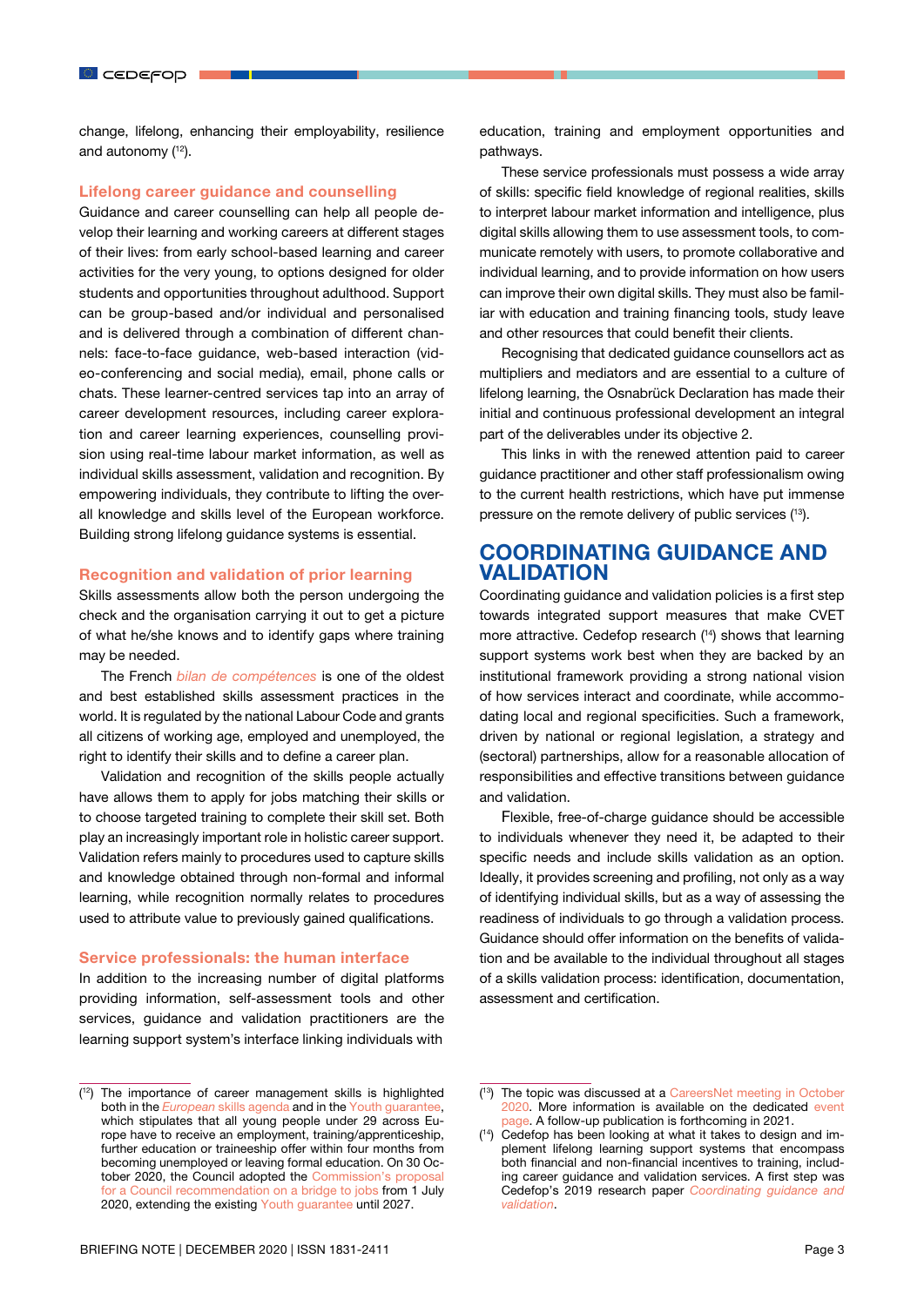change, lifelong, enhancing their employability, resilience and autonomy ([12]).

### Lifelong career guidance and counselling

Guidance and career counselling can help all people develop their learning and working careers at different stages of their lives: from early school-based learning and career activities for the very young, to options designed for older students and opportunities throughout adulthood. Support can be group-based and/or individual and personalised and is delivered through a combination of different channels: face-to-face guidance, web-based interaction (video-conferencing and social media), email, phone calls or chats. These learner-centred services tap into an array of career development resources, including career exploration and career learning experiences, counselling provision using real-time labour market information, as well as individual skills assessment, validation and recognition. By empowering individuals, they contribute to lifting the overall knowledge and skills level of the European workforce. Building strong lifelong guidance systems is essential.

### Recognition and validation of prior learning

Skills assessments allow both the person undergoing the check and the organisation carrying it out to get a picture of what he/she knows and to identify gaps where training may be needed.

The French *bilan de compétences* is one of the oldest and best established skills assessment practices in the world. It is regulated by the national Labour Code and grants all citizens of working age, employed and unemployed, the right to identify their skills and to define a career plan.

Validation and recognition of the skills people actually have allows them to apply for jobs matching their skills or to choose targeted training to complete their skill set. Both play an increasingly important role in holistic career support. Validation refers mainly to procedures used to capture skills and knowledge obtained through non-formal and informal learning, while recognition normally relates to procedures used to attribute value to previously gained qualifications.

### Service professionals: the human interface

In addition to the increasing number of digital platforms providing information, self-assessment tools and other services, guidance and validation practitioners are the learning support system's interface linking individuals with education, training and employment opportunities and pathways.

These service professionals must possess a wide array of skills: specific field knowledge of regional realities, skills to interpret labour market information and intelligence, plus digital skills allowing them to use assessment tools, to communicate remotely with users, to promote collaborative and individual learning, and to provide information on how users can improve their own digital skills. They must also be familiar with education and training financing tools, study leave and other resources that could benefit their clients.

Recognising that dedicated guidance counsellors act as multipliers and mediators and are essential to a culture of lifelong learning, the Osnabrück Declaration has made their initial and continuous professional development an integral part of the deliverables under its objective 2.

This links in with the renewed attention paid to career guidance practitioner and other staff professionalism owing to the current health restrictions, which have put immense pressure on the remote delivery of public services ([13]).

## COORDINATING GUIDANCE AND VALIDATION

Coordinating guidance and validation policies is a first step towards integrated support measures that make CVET more attractive. Cedefop research ([14]) shows that learning support systems work best when they are backed by an institutional framework providing a strong national vision of how services interact and coordinate, while accommodating local and regional specificities. Such a framework, driven by national or regional legislation, a strategy and (sectoral) partnerships, allow for a reasonable allocation of responsibilities and effective transitions between guidance and validation.

Flexible, free-of-charge guidance should be accessible to individuals whenever they need it, be adapted to their specific needs and include skills validation as an option. Ideally, it provides screening and profiling, not only as a way of identifying individual skills, but as a way of assessing the readiness of individuals to go through a validation process. Guidance should offer information on the benefits of validation and be available to the individual throughout all stages of a skills validation process: identification, documentation, assessment and certification.

---

([12]) The importance of career management skills is highlighted both in the *European* skills agenda and in the Youth guarantee, which stipulates that all young people under 29 across Europe have to receive an employment, training/apprenticeship, further education or traineeship offer within four months from becoming unemployed or leaving formal education. On 30 October 2020, the Council adopted the Commission's proposal for a Council recommendation on a bridge to jobs from 1 July 2020, extending the existing Youth guarantee until 2027.

([13]) The topic was discussed at a CareersNet meeting in October 2020. More information is available on the dedicated event page. A follow-up publication is forthcoming in 2021.

([14]) Cedefop has been looking at what it takes to design and implement lifelong learning support systems that encompass both financial and non-financial incentives to training, including career guidance and validation services. A first step was Cedefop's 2019 research paper *Coordinating guidance and validation*.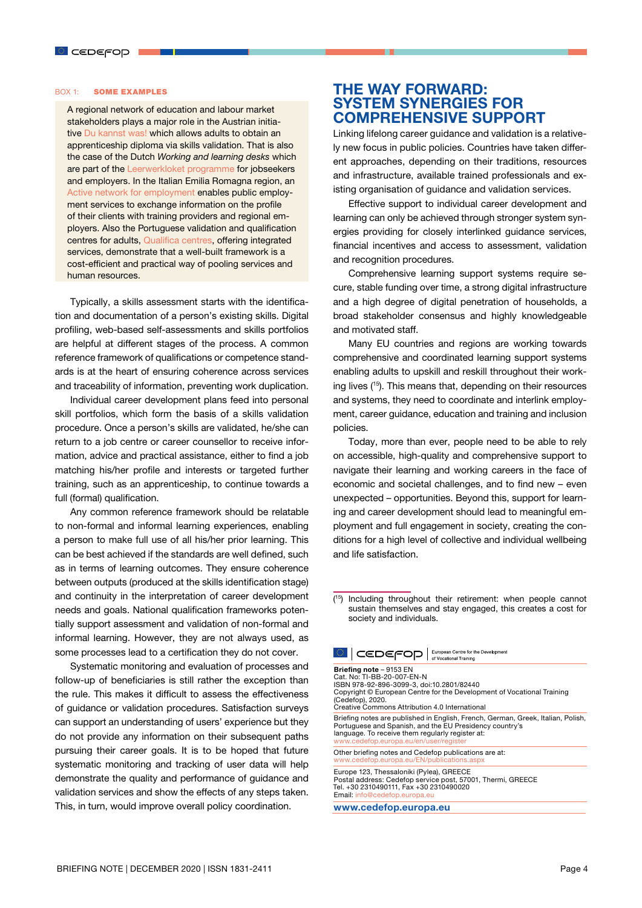BOX 1: **SOME EXAMPLES**

A regional network of education and labour market stakeholders plays a major role in the Austrian initiative Du kannst was! which allows adults to obtain an apprenticeship diploma via skills validation. That is also the case of the Dutch *Working and learning desks* which are part of the Leerwerkloket programme for jobseekers and employers. In the Italian Emilia Romagna region, an Active network for employment enables public employment services to exchange information on the profile of their clients with training providers and regional employers. Also the Portuguese validation and qualification centres for adults, Qualifica centres, offering integrated services, demonstrate that a well-built framework is a cost-efficient and practical way of pooling services and human resources.

Typically, a skills assessment starts with the identification and documentation of a person's existing skills. Digital profiling, web-based self-assessments and skills portfolios are helpful at different stages of the process. A common reference framework of qualifications or competence standards is at the heart of ensuring coherence across services and traceability of information, preventing work duplication.

Individual career development plans feed into personal skill portfolios, which form the basis of a skills validation procedure. Once a person's skills are validated, he/she can return to a job centre or career counsellor to receive information, advice and practical assistance, either to find a job matching his/her profile and interests or targeted further training, such as an apprenticeship, to continue towards a full (formal) qualification.

Any common reference framework should be relatable to non-formal and informal learning experiences, enabling a person to make full use of all his/her prior learning. This can be best achieved if the standards are well defined, such as in terms of learning outcomes. They ensure coherence between outputs (produced at the skills identification stage) and continuity in the interpretation of career development needs and goals. National qualification frameworks potentially support assessment and validation of non-formal and informal learning. However, they are not always used, as some processes lead to a certification they do not cover.

Systematic monitoring and evaluation of processes and follow-up of beneficiaries is still rather the exception than the rule. This makes it difficult to assess the effectiveness of guidance or validation procedures. Satisfaction surveys can support an understanding of users' experience but they do not provide any information on their subsequent paths pursuing their career goals. It is to be hoped that future systematic monitoring and tracking of user data will help demonstrate the quality and performance of guidance and validation services and show the effects of any steps taken. This, in turn, would improve overall policy coordination.

# THE WAY FORWARD: SYSTEM SYNERGIES FOR COMPREHENSIVE SUPPORT

Linking lifelong career guidance and validation is a relatively new focus in public policies. Countries have taken different approaches, depending on their traditions, resources and infrastructure, available trained professionals and existing organisation of guidance and validation services.

Effective support to individual career development and learning can only be achieved through stronger system synergies providing for closely interlinked guidance services, financial incentives and access to assessment, validation and recognition procedures.

Comprehensive learning support systems require secure, stable funding over time, a strong digital infrastructure and a high degree of digital penetration of households, a broad stakeholder consensus and highly knowledgeable and motivated staff.

Many EU countries and regions are working towards comprehensive and coordinated learning support systems enabling adults to upskill and reskill throughout their working lives ([15]). This means that, depending on their resources and systems, they need to coordinate and interlink employment, career guidance, education and training and inclusion policies.

Today, more than ever, people need to be able to rely on accessible, high-quality and comprehensive support to navigate their learning and working careers in the face of economic and societal challenges, and to find new – even unexpected – opportunities. Beyond this, support for learning and career development should lead to meaningful employment and full engagement in society, creating the conditions for a high level of collective and individual wellbeing and life satisfaction.

([15]) Including throughout their retirement: when people cannot sustain themselves and stay engaged, this creates a cost for society and individuals.

CEDEFOP | European Centre for the Development of Vocational Training

**Briefing note** – 9153 EN
Cat. No: TI-BB-20-007-EN-N
ISBN 978-92-896-3099-3, doi:10.2801/82440
Copyright © European Centre for the Development of Vocational Training (Cedefop), 2020.
Creative Commons Attribution 4.0 International

Briefing notes are published in English, French, German, Greek, Italian, Polish, Portuguese and Spanish, and the EU Presidency country's language. To receive them regularly register at:
www.cedefop.europa.eu/en/user/register

Other briefing notes and Cedefop publications are at:
www.cedefop.europa.eu/EN/publications.aspx

Europe 123, Thessaloniki (Pylea), GREECE
Postal address: Cedefop service post, 57001, Thermi, GREECE
Tel. +30 2310490111, Fax +30 2310490020
Email: info@cedefop.europa.eu

**www.cedefop.europa.eu**